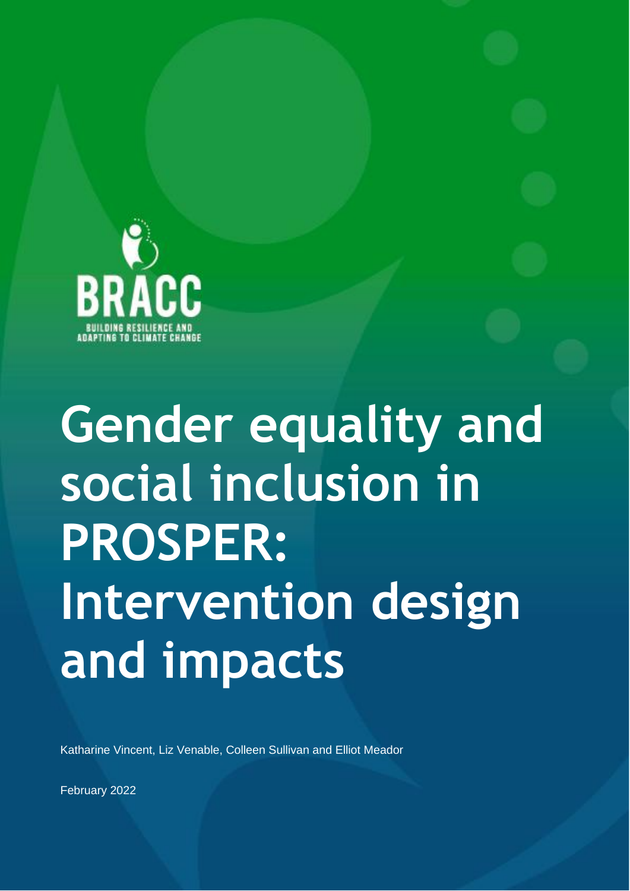BRACC

BUILDING RESILIENCE AND ADAPTING TO CLIMATE CHANGE

# Gender equality and social inclusion in PROSPER: Intervention design and impacts

Katharine Vincent, Liz Venable, Colleen Sullivan and Elliot Meador

February 2022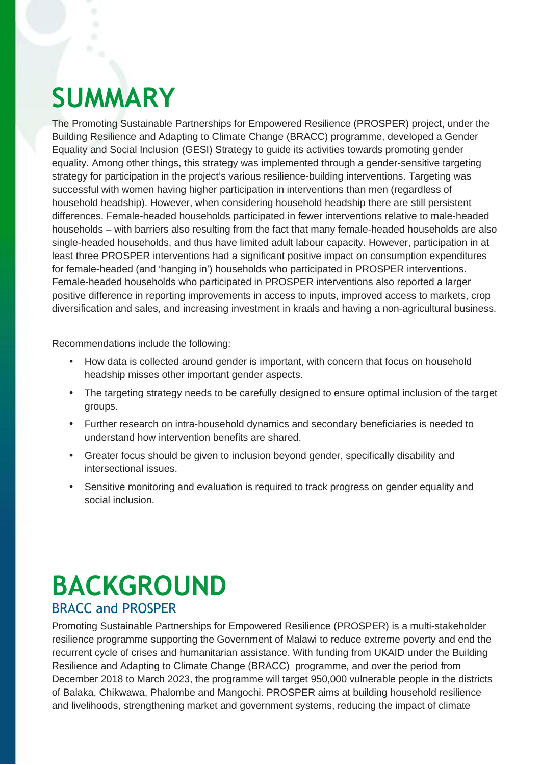# SUMMARY

The Promoting Sustainable Partnerships for Empowered Resilience (PROSPER) project, under the Building Resilience and Adapting to Climate Change (BRACC) programme, developed a Gender Equality and Social Inclusion (GESI) Strategy to guide its activities towards promoting gender equality. Among other things, this strategy was implemented through a gender-sensitive targeting strategy for participation in the project's various resilience-building interventions. Targeting was successful with women having higher participation in interventions than men (regardless of household headship). However, when considering household headship there are still persistent differences. Female-headed households participated in fewer interventions relative to male-headed households – with barriers also resulting from the fact that many female-headed households are also single-headed households, and thus have limited adult labour capacity. However, participation in at least three PROSPER interventions had a significant positive impact on consumption expenditures for female-headed (and 'hanging in') households who participated in PROSPER interventions. Female-headed households who participated in PROSPER interventions also reported a larger positive difference in reporting improvements in access to inputs, improved access to markets, crop diversification and sales, and increasing investment in kraals and having a non-agricultural business.

Recommendations include the following:

- How data is collected around gender is important, with concern that focus on household headship misses other important gender aspects.
- The targeting strategy needs to be carefully designed to ensure optimal inclusion of the target groups.
- Further research on intra-household dynamics and secondary beneficiaries is needed to understand how intervention benefits are shared.
- Greater focus should be given to inclusion beyond gender, specifically disability and intersectional issues.
- Sensitive monitoring and evaluation is required to track progress on gender equality and social inclusion.

# BACKGROUND

## BRACC and PROSPER

Promoting Sustainable Partnerships for Empowered Resilience (PROSPER) is a multi-stakeholder resilience programme supporting the Government of Malawi to reduce extreme poverty and end the recurrent cycle of crises and humanitarian assistance. With funding from UKAID under the Building Resilience and Adapting to Climate Change (BRACC) programme, and over the period from December 2018 to March 2023, the programme will target 950,000 vulnerable people in the districts of Balaka, Chikwawa, Phalombe and Mangochi. PROSPER aims at building household resilience and livelihoods, strengthening market and government systems, reducing the impact of climate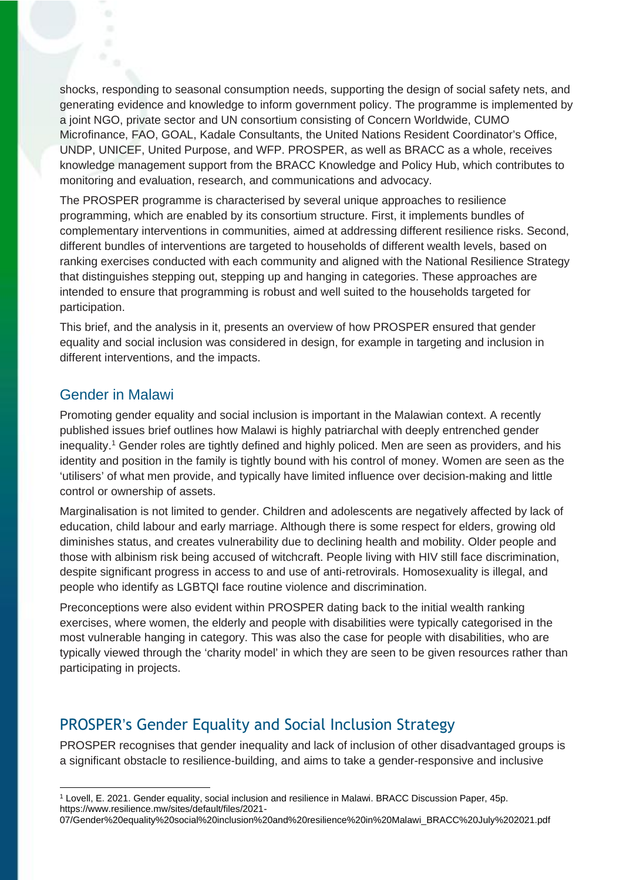shocks, responding to seasonal consumption needs, supporting the design of social safety nets, and generating evidence and knowledge to inform government policy. The programme is implemented by a joint NGO, private sector and UN consortium consisting of Concern Worldwide, CUMO Microfinance, FAO, GOAL, Kadale Consultants, the United Nations Resident Coordinator's Office, UNDP, UNICEF, United Purpose, and WFP. PROSPER, as well as BRACC as a whole, receives knowledge management support from the BRACC Knowledge and Policy Hub, which contributes to monitoring and evaluation, research, and communications and advocacy.

The PROSPER programme is characterised by several unique approaches to resilience programming, which are enabled by its consortium structure. First, it implements bundles of complementary interventions in communities, aimed at addressing different resilience risks. Second, different bundles of interventions are targeted to households of different wealth levels, based on ranking exercises conducted with each community and aligned with the National Resilience Strategy that distinguishes stepping out, stepping up and hanging in categories. These approaches are intended to ensure that programming is robust and well suited to the households targeted for participation.

This brief, and the analysis in it, presents an overview of how PROSPER ensured that gender equality and social inclusion was considered in design, for example in targeting and inclusion in different interventions, and the impacts.

## Gender in Malawi

Promoting gender equality and social inclusion is important in the Malawian context. A recently published issues brief outlines how Malawi is highly patriarchal with deeply entrenched gender inequality.[1] Gender roles are tightly defined and highly policed. Men are seen as providers, and his identity and position in the family is tightly bound with his control of money. Women are seen as the 'utilisers' of what men provide, and typically have limited influence over decision-making and little control or ownership of assets.

Marginalisation is not limited to gender. Children and adolescents are negatively affected by lack of education, child labour and early marriage. Although there is some respect for elders, growing old diminishes status, and creates vulnerability due to declining health and mobility. Older people and those with albinism risk being accused of witchcraft. People living with HIV still face discrimination, despite significant progress in access to and use of anti-retrovirals. Homosexuality is illegal, and people who identify as LGBTQI face routine violence and discrimination.

Preconceptions were also evident within PROSPER dating back to the initial wealth ranking exercises, where women, the elderly and people with disabilities were typically categorised in the most vulnerable hanging in category. This was also the case for people with disabilities, who are typically viewed through the 'charity model' in which they are seen to be given resources rather than participating in projects.

## PROSPER's Gender Equality and Social Inclusion Strategy

PROSPER recognises that gender inequality and lack of inclusion of other disadvantaged groups is a significant obstacle to resilience-building, and aims to take a gender-responsive and inclusive

[1] Lovell, E. 2021. Gender equality, social inclusion and resilience in Malawi. BRACC Discussion Paper, 45p. https://www.resilience.mw/sites/default/files/2021-07/Gender%20equality%20social%20inclusion%20and%20resilience%20in%20Malawi_BRACC%20July%202021.pdf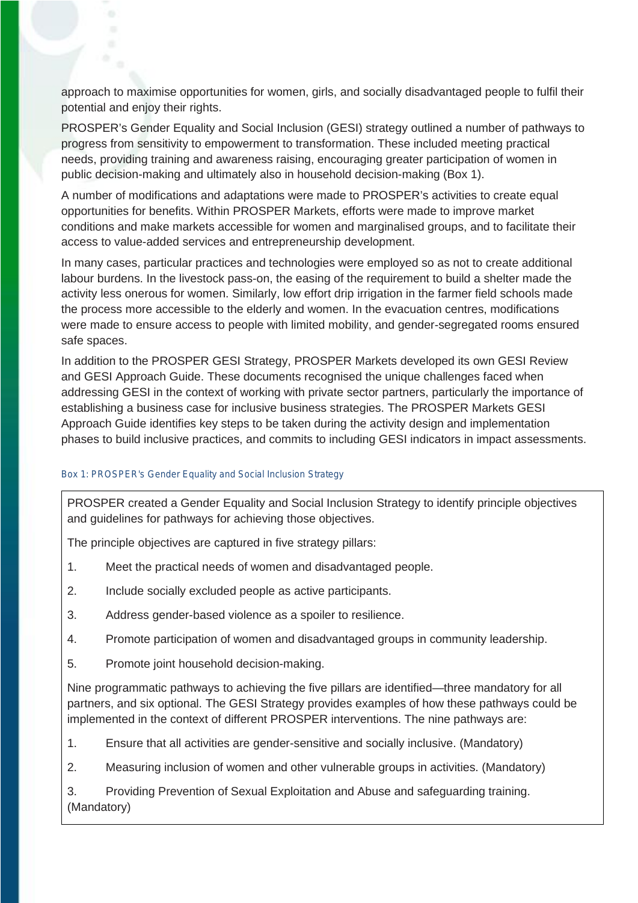approach to maximise opportunities for women, girls, and socially disadvantaged people to fulfil their potential and enjoy their rights.

PROSPER's Gender Equality and Social Inclusion (GESI) strategy outlined a number of pathways to progress from sensitivity to empowerment to transformation. These included meeting practical needs, providing training and awareness raising, encouraging greater participation of women in public decision-making and ultimately also in household decision-making (Box 1).

A number of modifications and adaptations were made to PROSPER's activities to create equal opportunities for benefits. Within PROSPER Markets, efforts were made to improve market conditions and make markets accessible for women and marginalised groups, and to facilitate their access to value-added services and entrepreneurship development.

In many cases, particular practices and technologies were employed so as not to create additional labour burdens. In the livestock pass-on, the easing of the requirement to build a shelter made the activity less onerous for women. Similarly, low effort drip irrigation in the farmer field schools made the process more accessible to the elderly and women. In the evacuation centres, modifications were made to ensure access to people with limited mobility, and gender-segregated rooms ensured safe spaces.

In addition to the PROSPER GESI Strategy, PROSPER Markets developed its own GESI Review and GESI Approach Guide. These documents recognised the unique challenges faced when addressing GESI in the context of working with private sector partners, particularly the importance of establishing a business case for inclusive business strategies. The PROSPER Markets GESI Approach Guide identifies key steps to be taken during the activity design and implementation phases to build inclusive practices, and commits to including GESI indicators in impact assessments.

*Box 1: PROSPER's Gender Equality and Social Inclusion Strategy*

PROSPER created a Gender Equality and Social Inclusion Strategy to identify principle objectives and guidelines for pathways for achieving those objectives.

The principle objectives are captured in five strategy pillars:

1. Meet the practical needs of women and disadvantaged people.
2. Include socially excluded people as active participants.
3. Address gender-based violence as a spoiler to resilience.
4. Promote participation of women and disadvantaged groups in community leadership.
5. Promote joint household decision-making.

Nine programmatic pathways to achieving the five pillars are identified—three mandatory for all partners, and six optional. The GESI Strategy provides examples of how these pathways could be implemented in the context of different PROSPER interventions. The nine pathways are:

1. Ensure that all activities are gender-sensitive and socially inclusive. (Mandatory)
2. Measuring inclusion of women and other vulnerable groups in activities. (Mandatory)
3. Providing Prevention of Sexual Exploitation and Abuse and safeguarding training. (Mandatory)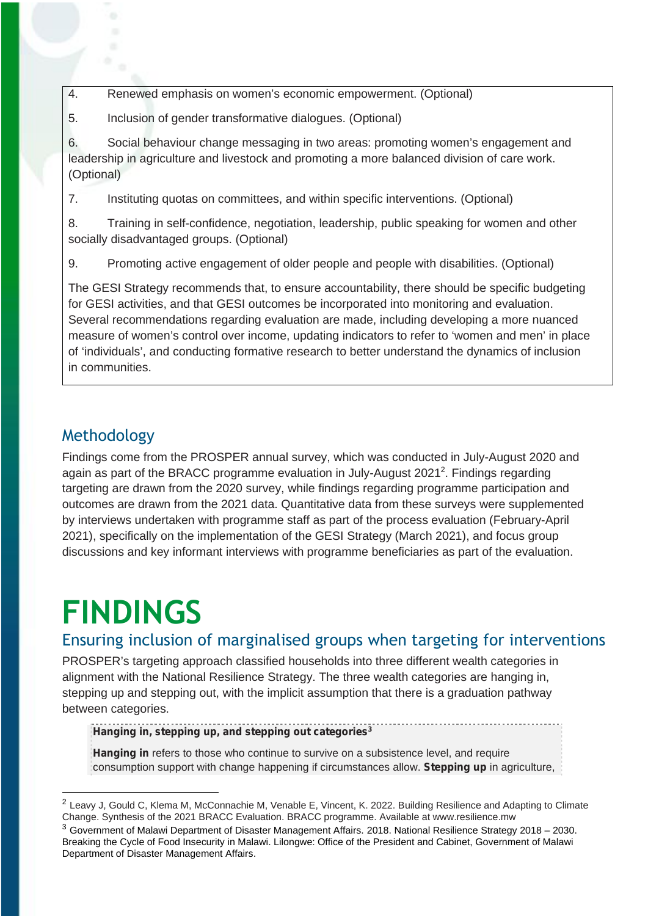4. Renewed emphasis on women's economic empowerment. (Optional)

5. Inclusion of gender transformative dialogues. (Optional)

6. Social behaviour change messaging in two areas: promoting women's engagement and leadership in agriculture and livestock and promoting a more balanced division of care work. (Optional)

7. Instituting quotas on committees, and within specific interventions. (Optional)

8. Training in self-confidence, negotiation, leadership, public speaking for women and other socially disadvantaged groups. (Optional)

9. Promoting active engagement of older people and people with disabilities. (Optional)

The GESI Strategy recommends that, to ensure accountability, there should be specific budgeting for GESI activities, and that GESI outcomes be incorporated into monitoring and evaluation. Several recommendations regarding evaluation are made, including developing a more nuanced measure of women's control over income, updating indicators to refer to 'women and men' in place of 'individuals', and conducting formative research to better understand the dynamics of inclusion in communities.

## Methodology

Findings come from the PROSPER annual survey, which was conducted in July-August 2020 and again as part of the BRACC programme evaluation in July-August 2021[2]. Findings regarding targeting are drawn from the 2020 survey, while findings regarding programme participation and outcomes are drawn from the 2021 data. Quantitative data from these surveys were supplemented by interviews undertaken with programme staff as part of the process evaluation (February-April 2021), specifically on the implementation of the GESI Strategy (March 2021), and focus group discussions and key informant interviews with programme beneficiaries as part of the evaluation.

# FINDINGS

## Ensuring inclusion of marginalised groups when targeting for interventions

PROSPER's targeting approach classified households into three different wealth categories in alignment with the National Resilience Strategy. The three wealth categories are hanging in, stepping up and stepping out, with the implicit assumption that there is a graduation pathway between categories.

**Hanging in, stepping up, and stepping out categories[3]**

**Hanging in** refers to those who continue to survive on a subsistence level, and require consumption support with change happening if circumstances allow. **Stepping up** in agriculture,

---

[2] Leavy J, Gould C, Klema M, McConnachie M, Venable E, Vincent, K. 2022. Building Resilience and Adapting to Climate Change. Synthesis of the 2021 BRACC Evaluation. BRACC programme. Available at www.resilience.mw

[3] Government of Malawi Department of Disaster Management Affairs. 2018. National Resilience Strategy 2018 – 2030. Breaking the Cycle of Food Insecurity in Malawi. Lilongwe: Office of the President and Cabinet, Government of Malawi Department of Disaster Management Affairs.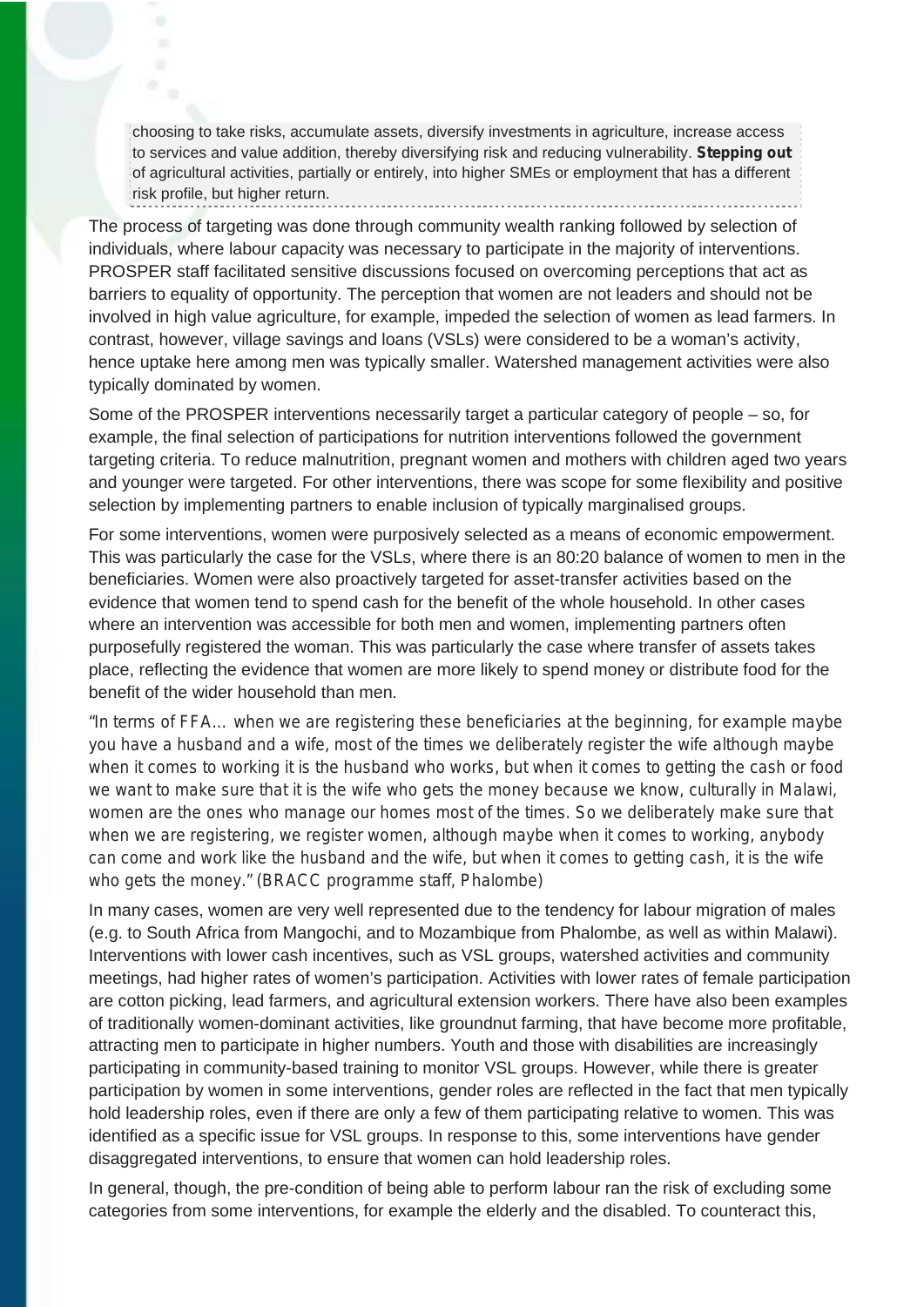choosing to take risks, accumulate assets, diversify investments in agriculture, increase access to services and value addition, thereby diversifying risk and reducing vulnerability. **Stepping out** of agricultural activities, partially or entirely, into higher SMEs or employment that has a different risk profile, but higher return.

The process of targeting was done through community wealth ranking followed by selection of individuals, where labour capacity was necessary to participate in the majority of interventions. PROSPER staff facilitated sensitive discussions focused on overcoming perceptions that act as barriers to equality of opportunity. The perception that women are not leaders and should not be involved in high value agriculture, for example, impeded the selection of women as lead farmers. In contrast, however, village savings and loans (VSLs) were considered to be a woman's activity, hence uptake here among men was typically smaller. Watershed management activities were also typically dominated by women.

Some of the PROSPER interventions necessarily target a particular category of people – so, for example, the final selection of participations for nutrition interventions followed the government targeting criteria. To reduce malnutrition, pregnant women and mothers with children aged two years and younger were targeted. For other interventions, there was scope for some flexibility and positive selection by implementing partners to enable inclusion of typically marginalised groups.

For some interventions, women were purposively selected as a means of economic empowerment. This was particularly the case for the VSLs, where there is an 80:20 balance of women to men in the beneficiaries. Women were also proactively targeted for asset-transfer activities based on the evidence that women tend to spend cash for the benefit of the whole household. In other cases where an intervention was accessible for both men and women, implementing partners often purposefully registered the woman. This was particularly the case where transfer of assets takes place, reflecting the evidence that women are more likely to spend money or distribute food for the benefit of the wider household than men.

*"In terms of FFA… when we are registering these beneficiaries at the beginning, for example maybe you have a husband and a wife, most of the times we deliberately register the wife although maybe when it comes to working it is the husband who works, but when it comes to getting the cash or food we want to make sure that it is the wife who gets the money because we know, culturally in Malawi, women are the ones who manage our homes most of the times. So we deliberately make sure that when we are registering, we register women, although maybe when it comes to working, anybody can come and work like the husband and the wife, but when it comes to getting cash, it is the wife who gets the money." (BRACC programme staff, Phalombe)*

In many cases, women are very well represented due to the tendency for labour migration of males (e.g. to South Africa from Mangochi, and to Mozambique from Phalombe, as well as within Malawi). Interventions with lower cash incentives, such as VSL groups, watershed activities and community meetings, had higher rates of women's participation. Activities with lower rates of female participation are cotton picking, lead farmers, and agricultural extension workers. There have also been examples of traditionally women-dominant activities, like groundnut farming, that have become more profitable, attracting men to participate in higher numbers. Youth and those with disabilities are increasingly participating in community-based training to monitor VSL groups. However, while there is greater participation by women in some interventions, gender roles are reflected in the fact that men typically hold leadership roles, even if there are only a few of them participating relative to women. This was identified as a specific issue for VSL groups. In response to this, some interventions have gender disaggregated interventions, to ensure that women can hold leadership roles.

In general, though, the pre-condition of being able to perform labour ran the risk of excluding some categories from some interventions, for example the elderly and the disabled. To counteract this,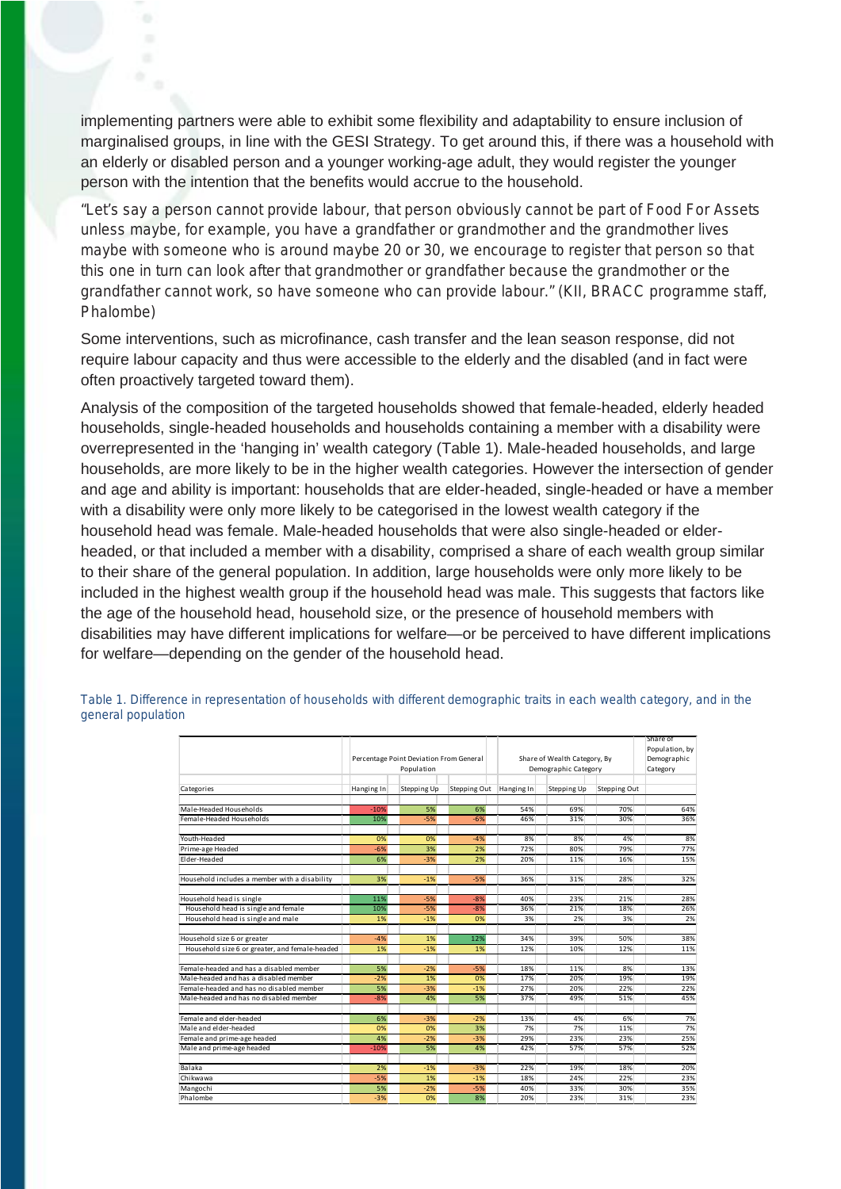implementing partners were able to exhibit some flexibility and adaptability to ensure inclusion of marginalised groups, in line with the GESI Strategy. To get around this, if there was a household with an elderly or disabled person and a younger working-age adult, they would register the younger person with the intention that the benefits would accrue to the household.

"Let's say a person cannot provide labour, that person obviously cannot be part of Food For Assets unless maybe, for example, you have a grandfather or grandmother and the grandmother lives maybe with someone who is around maybe 20 or 30, we encourage to register that person so that this one in turn can look after that grandmother or grandfather because the grandmother or the grandfather cannot work, so have someone who can provide labour." (KII, BRACC programme staff, Phalombe)

Some interventions, such as microfinance, cash transfer and the lean season response, did not require labour capacity and thus were accessible to the elderly and the disabled (and in fact were often proactively targeted toward them).

Analysis of the composition of the targeted households showed that female-headed, elderly headed households, single-headed households and households containing a member with a disability were overrepresented in the 'hanging in' wealth category (Table 1). Male-headed households, and large households, are more likely to be in the higher wealth categories. However the intersection of gender and age and ability is important: households that are elder-headed, single-headed or have a member with a disability were only more likely to be categorised in the lowest wealth category if the household head was female. Male-headed households that were also single-headed or elder-headed, or that included a member with a disability, comprised a share of each wealth group similar to their share of the general population. In addition, large households were only more likely to be included in the highest wealth group if the household head was male. This suggests that factors like the age of the household head, household size, or the presence of household members with disabilities may have different implications for welfare—or be perceived to have different implications for welfare—depending on the gender of the household head.

Table 1. Difference in representation of households with different demographic traits in each wealth category, and in the general population

| | Percentage Point Deviation From General Population | | | Share of Wealth Category, By Demographic Category | | | Share of Population, by Demographic Category |
|---|---|---|---|---|---|---|---|
| Categories | Hanging In | Stepping Up | Stepping Out | Hanging In | Stepping Up | Stepping Out | |
| Male-Headed Households | -10% | 5% | 6% | 54% | 69% | 70% | 64% |
| Female-Headed Households | 10% | -5% | -6% | 46% | 31% | 30% | 36% |
| Youth-Headed | 0% | 0% | -4% | 8% | 8% | 4% | 8% |
| Prime-age Headed | -6% | 3% | 2% | 72% | 80% | 79% | 77% |
| Elder-Headed | 6% | -3% | 2% | 20% | 11% | 16% | 15% |
| Household includes a member with a disability | 3% | -1% | -5% | 36% | 31% | 28% | 32% |
| Household head is single | 11% | -5% | -8% | 40% | 23% | 21% | 28% |
| Household head is single and female | 10% | -5% | -8% | 36% | 21% | 18% | 26% |
| Household head is single and male | 1% | -1% | 0% | 3% | 2% | 3% | 2% |
| Household size 6 or greater | -4% | 1% | 12% | 34% | 39% | 50% | 38% |
| Household size 6 or greater, and female-headed | 1% | -1% | 1% | 12% | 10% | 12% | 11% |
| Female-headed and has a disabled member | 5% | -2% | -5% | 18% | 11% | 8% | 13% |
| Male-headed and has a disabled member | -2% | 1% | 0% | 17% | 20% | 19% | 19% |
| Female-headed and has no disabled member | 5% | -3% | -1% | 27% | 20% | 22% | 22% |
| Male-headed and has no disabled member | -8% | 4% | 5% | 37% | 49% | 51% | 45% |
| Female and elder-headed | 6% | -3% | -2% | 13% | 4% | 6% | 7% |
| Male and elder-headed | 0% | 0% | 3% | 7% | 7% | 11% | 7% |
| Female and prime-age headed | 4% | -2% | -3% | 29% | 23% | 23% | 25% |
| Male and prime-age headed | -10% | 5% | 4% | 42% | 57% | 57% | 52% |
| Balaka | 2% | -1% | -3% | 22% | 19% | 18% | 20% |
| Chikwawa | -5% | 1% | -1% | 18% | 24% | 22% | 23% |
| Mangochi | 5% | -2% | -5% | 40% | 33% | 30% | 35% |
| Phalombe | -3% | 0% | 8% | 20% | 23% | 31% | 23% |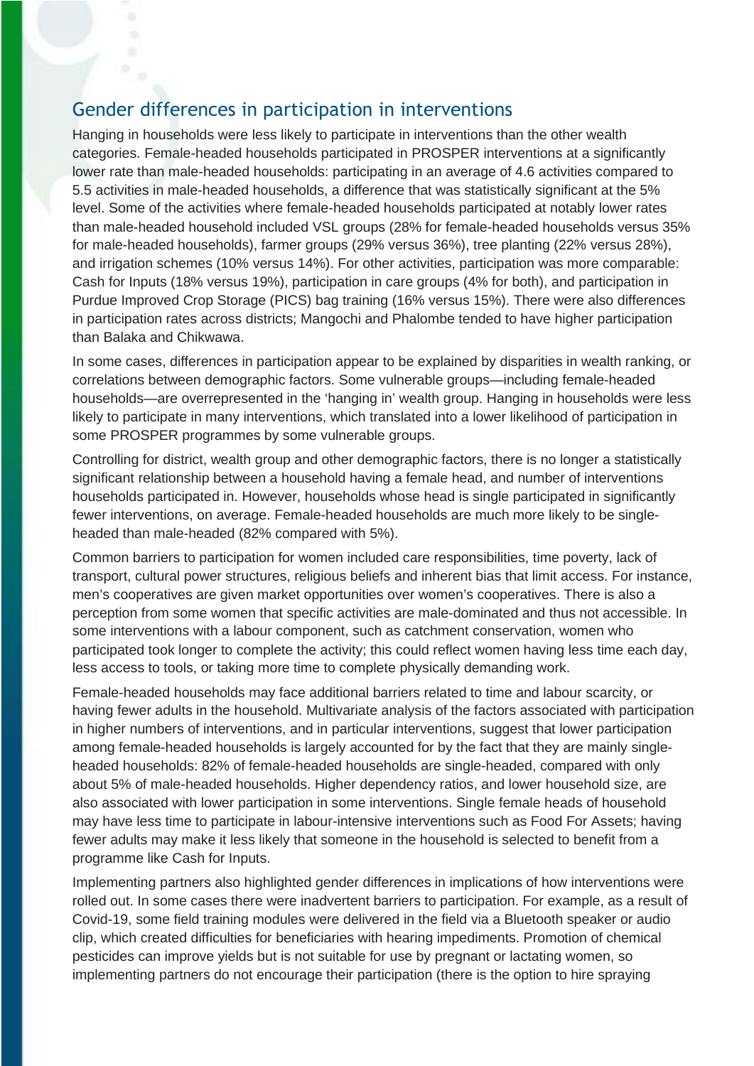## Gender differences in participation in interventions

Hanging in households were less likely to participate in interventions than the other wealth categories. Female-headed households participated in PROSPER interventions at a significantly lower rate than male-headed households: participating in an average of 4.6 activities compared to 5.5 activities in male-headed households, a difference that was statistically significant at the 5% level. Some of the activities where female-headed households participated at notably lower rates than male-headed household included VSL groups (28% for female-headed households versus 35% for male-headed households), farmer groups (29% versus 36%), tree planting (22% versus 28%), and irrigation schemes (10% versus 14%). For other activities, participation was more comparable: Cash for Inputs (18% versus 19%), participation in care groups (4% for both), and participation in Purdue Improved Crop Storage (PICS) bag training (16% versus 15%). There were also differences in participation rates across districts; Mangochi and Phalombe tended to have higher participation than Balaka and Chikwawa.

In some cases, differences in participation appear to be explained by disparities in wealth ranking, or correlations between demographic factors. Some vulnerable groups—including female-headed households—are overrepresented in the 'hanging in' wealth group. Hanging in households were less likely to participate in many interventions, which translated into a lower likelihood of participation in some PROSPER programmes by some vulnerable groups.

Controlling for district, wealth group and other demographic factors, there is no longer a statistically significant relationship between a household having a female head, and number of interventions households participated in. However, households whose head is single participated in significantly fewer interventions, on average. Female-headed households are much more likely to be single-headed than male-headed (82% compared with 5%).

Common barriers to participation for women included care responsibilities, time poverty, lack of transport, cultural power structures, religious beliefs and inherent bias that limit access. For instance, men's cooperatives are given market opportunities over women's cooperatives. There is also a perception from some women that specific activities are male-dominated and thus not accessible. In some interventions with a labour component, such as catchment conservation, women who participated took longer to complete the activity; this could reflect women having less time each day, less access to tools, or taking more time to complete physically demanding work.

Female-headed households may face additional barriers related to time and labour scarcity, or having fewer adults in the household. Multivariate analysis of the factors associated with participation in higher numbers of interventions, and in particular interventions, suggest that lower participation among female-headed households is largely accounted for by the fact that they are mainly single-headed households: 82% of female-headed households are single-headed, compared with only about 5% of male-headed households. Higher dependency ratios, and lower household size, are also associated with lower participation in some interventions. Single female heads of household may have less time to participate in labour-intensive interventions such as Food For Assets; having fewer adults may make it less likely that someone in the household is selected to benefit from a programme like Cash for Inputs.

Implementing partners also highlighted gender differences in implications of how interventions were rolled out. In some cases there were inadvertent barriers to participation. For example, as a result of Covid-19, some field training modules were delivered in the field via a Bluetooth speaker or audio clip, which created difficulties for beneficiaries with hearing impediments. Promotion of chemical pesticides can improve yields but is not suitable for use by pregnant or lactating women, so implementing partners do not encourage their participation (there is the option to hire spraying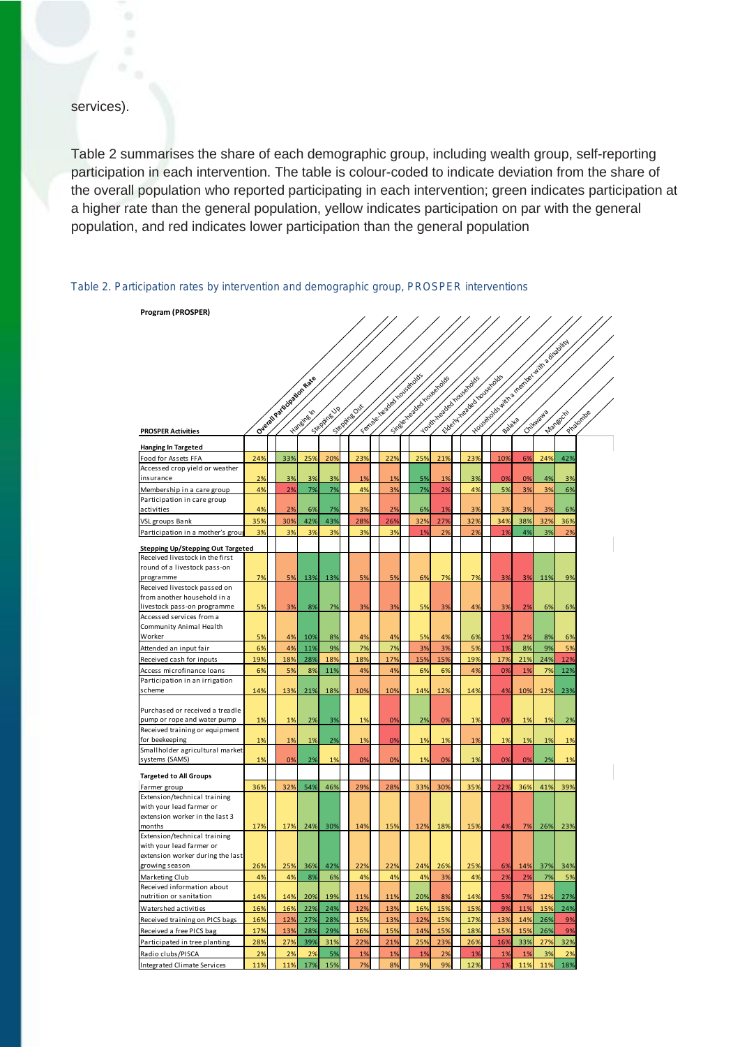services).

Table 2 summarises the share of each demographic group, including wealth group, self-reporting participation in each intervention. The table is colour-coded to indicate deviation from the share of the overall population who reported participating in each intervention; green indicates participation at a higher rate than the general population, yellow indicates participation on par with the general population, and red indicates lower participation than the general population

Table 2. Participation rates by intervention and demographic group, PROSPER interventions

**Program (PROSPER)**

| PROSPER Activities | Overall Participation Rate | Hanging In | Stepping Up | Stepping Out | Female-headed households | Single-headed households | Youth-headed households | Elderly-headed households | Households with a member with a disability | Balaka | Chikwawa | Mangochi | Phalombe |
|---|---|---|---|---|---|---|---|---|---|---|---|---|---|
| **Hanging In Targeted** | | | | | | | | | | | | | |
| Food for Assets FFA | 24% | 33% | 25% | 20% | 23% | 22% | 25% | 21% | 23% | 10% | 6% | 24% | 42% |
| Accessed crop yield or weather insurance | 2% | 3% | 3% | 3% | 1% | 1% | 5% | 1% | 3% | 0% | 0% | 4% | 3% |
| Membership in a care group | 4% | 2% | 7% | 7% | 4% | 3% | 7% | 2% | 4% | 5% | 3% | 3% | 6% |
| Participation in care group activities | 4% | 2% | 6% | 7% | 3% | 2% | 6% | 1% | 3% | 3% | 3% | 3% | 6% |
| VSL groups Bank | 35% | 30% | 42% | 43% | 28% | 26% | 32% | 27% | 32% | 34% | 38% | 32% | 36% |
| Participation in a mother's group | 3% | 3% | 3% | 3% | 3% | 3% | 1% | 2% | 2% | 1% | 4% | 3% | 2% |
| **Stepping Up/Stepping Out Targeted** | | | | | | | | | | | | | |
| Received livestock in the first round of a livestock pass-on programme | 7% | 5% | 13% | 13% | 5% | 5% | 6% | 7% | 7% | 3% | 3% | 11% | 9% |
| Received livestock passed on from another household in a livestock pass-on programme | 5% | 3% | 8% | 7% | 3% | 3% | 5% | 3% | 4% | 3% | 2% | 6% | 6% |
| Accessed services from a Community Animal Health Worker | 5% | 4% | 10% | 8% | 4% | 4% | 5% | 4% | 6% | 1% | 2% | 8% | 6% |
| Attended an input fair | 6% | 4% | 11% | 9% | 7% | 7% | 3% | 3% | 5% | 1% | 8% | 9% | 5% |
| Received cash for inputs | 19% | 18% | 28% | 18% | 18% | 17% | 15% | 15% | 19% | 17% | 21% | 24% | 12% |
| Access microfinance loans | 6% | 5% | 8% | 11% | 4% | 4% | 6% | 6% | 4% | 0% | 1% | 7% | 12% |
| Participation in an irrigation scheme | 14% | 13% | 21% | 18% | 10% | 10% | 14% | 12% | 14% | 4% | 10% | 12% | 23% |
| Purchased or received a treadle pump or rope and water pump | 1% | 1% | 2% | 3% | 1% | 0% | 2% | 0% | 1% | 0% | 1% | 1% | 2% |
| Received training or equipment for beekeeping | 1% | 1% | 1% | 2% | 1% | 0% | 1% | 1% | 1% | 1% | 1% | 1% | 1% |
| Smallholder agricultural market systems (SAMS) | 1% | 0% | 2% | 1% | 0% | 0% | 1% | 0% | 1% | 0% | 0% | 2% | 1% |
| **Targeted to All Groups** | | | | | | | | | | | | | |
| Farmer group | 36% | 32% | 54% | 46% | 29% | 28% | 33% | 30% | 35% | 22% | 36% | 41% | 39% |
| Extension/technical training with your lead farmer or extension worker in the last 3 months | 17% | 17% | 24% | 30% | 14% | 15% | 12% | 18% | 15% | 4% | 7% | 26% | 23% |
| Extension/technical training with your lead farmer or extension worker during the last growing season | 26% | 25% | 36% | 42% | 22% | 22% | 24% | 26% | 25% | 6% | 14% | 37% | 34% |
| Marketing Club | 4% | 4% | 8% | 6% | 4% | 4% | 4% | 3% | 4% | 2% | 2% | 7% | 5% |
| Received information about nutrition or sanitation | 14% | 14% | 20% | 19% | 11% | 11% | 20% | 8% | 14% | 5% | 7% | 12% | 27% |
| Watershed activities | 16% | 16% | 22% | 24% | 12% | 13% | 16% | 15% | 15% | 9% | 11% | 15% | 24% |
| Received training on PICS bags | 16% | 12% | 27% | 28% | 15% | 13% | 12% | 15% | 17% | 13% | 14% | 26% | 9% |
| Received a free PICS bag | 17% | 13% | 28% | 29% | 16% | 15% | 14% | 15% | 18% | 15% | 15% | 26% | 9% |
| Participated in tree planting | 28% | 27% | 39% | 31% | 22% | 21% | 25% | 23% | 26% | 16% | 33% | 27% | 32% |
| Radio clubs/PISCA | 2% | 2% | 2% | 5% | 1% | 1% | 1% | 2% | 1% | 1% | 1% | 3% | 2% |
| Integrated Climate Services | 11% | 11% | 17% | 15% | 7% | 8% | 9% | 9% | 12% | 1% | 11% | 11% | 18% |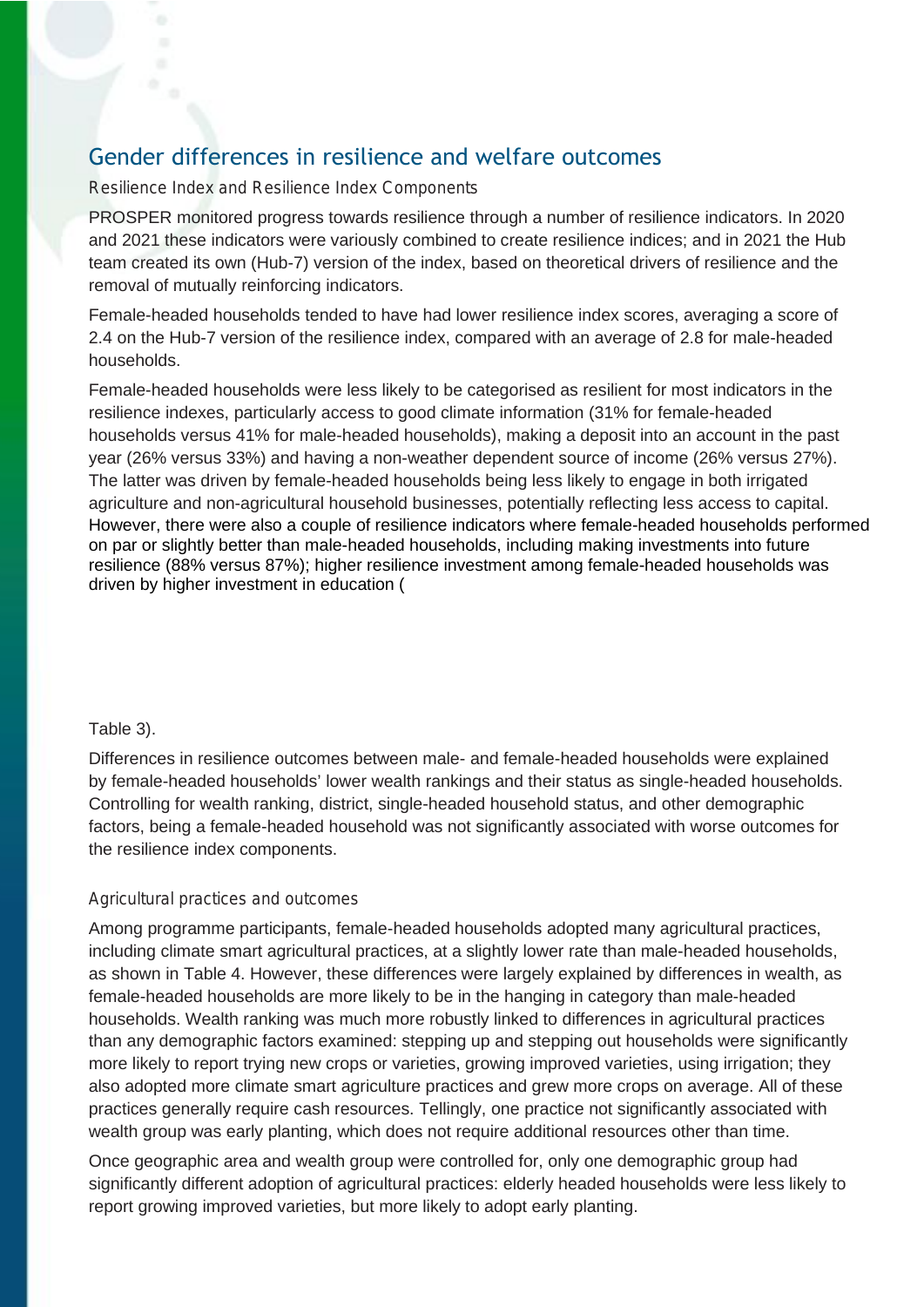## Gender differences in resilience and welfare outcomes

### Resilience Index and Resilience Index Components

PROSPER monitored progress towards resilience through a number of resilience indicators. In 2020 and 2021 these indicators were variously combined to create resilience indices; and in 2021 the Hub team created its own (Hub-7) version of the index, based on theoretical drivers of resilience and the removal of mutually reinforcing indicators.

Female-headed households tended to have had lower resilience index scores, averaging a score of 2.4 on the Hub-7 version of the resilience index, compared with an average of 2.8 for male-headed households.

Female-headed households were less likely to be categorised as resilient for most indicators in the resilience indexes, particularly access to good climate information (31% for female-headed households versus 41% for male-headed households), making a deposit into an account in the past year (26% versus 33%) and having a non-weather dependent source of income (26% versus 27%). The latter was driven by female-headed households being less likely to engage in both irrigated agriculture and non-agricultural household businesses, potentially reflecting less access to capital. However, there were also a couple of resilience indicators where female-headed households performed on par or slightly better than male-headed households, including making investments into future resilience (88% versus 87%); higher resilience investment among female-headed households was driven by higher investment in education (Table 3).

Differences in resilience outcomes between male- and female-headed households were explained by female-headed households' lower wealth rankings and their status as single-headed households. Controlling for wealth ranking, district, single-headed household status, and other demographic factors, being a female-headed household was not significantly associated with worse outcomes for the resilience index components.

### Agricultural practices and outcomes

Among programme participants, female-headed households adopted many agricultural practices, including climate smart agricultural practices, at a slightly lower rate than male-headed households, as shown in Table 4. However, these differences were largely explained by differences in wealth, as female-headed households are more likely to be in the hanging in category than male-headed households. Wealth ranking was much more robustly linked to differences in agricultural practices than any demographic factors examined: stepping up and stepping out households were significantly more likely to report trying new crops or varieties, growing improved varieties, using irrigation; they also adopted more climate smart agriculture practices and grew more crops on average. All of these practices generally require cash resources. Tellingly, one practice not significantly associated with wealth group was early planting, which does not require additional resources other than time.

Once geographic area and wealth group were controlled for, only one demographic group had significantly different adoption of agricultural practices: elderly headed households were less likely to report growing improved varieties, but more likely to adopt early planting.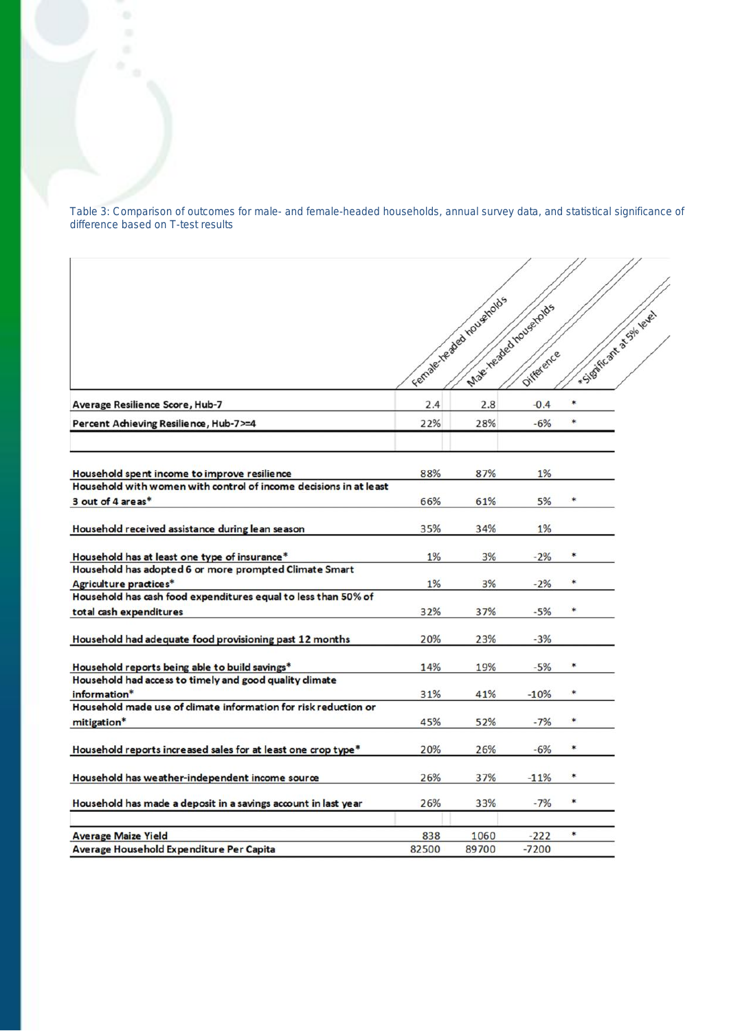Table 3: Comparison of outcomes for male- and female-headed households, annual survey data, and statistical significance of difference based on T-test results

| | Female-headed households | Male-headed households | Difference | *Significant at 5% level |
|---|---|---|---|---|
| **Average Resilience Score, Hub-7** | 2.4 | 2.8 | -0.4 | * |
| **Percent Achieving Resilience, Hub-7>=4** | 22% | 28% | -6% | * |
| | | | | |
| **Household spent income to improve resilience** | 88% | 87% | 1% | |
| **Household with women with control of income decisions in at least 3 out of 4 areas*** | 66% | 61% | 5% | * |
| **Household received assistance during lean season** | 35% | 34% | 1% | |
| **Household has at least one type of insurance*** | 1% | 3% | -2% | * |
| **Household has adopted 6 or more prompted Climate Smart Agriculture practices*** | 1% | 3% | -2% | * |
| **Household has cash food expenditures equal to less than 50% of total cash expenditures** | 32% | 37% | -5% | * |
| **Household had adequate food provisioning past 12 months** | 20% | 23% | -3% | |
| **Household reports being able to build savings*** | 14% | 19% | -5% | * |
| **Household had access to timely and good quality climate information*** | 31% | 41% | -10% | * |
| **Household made use of climate information for risk reduction or mitigation*** | 45% | 52% | -7% | * |
| **Household reports increased sales for at least one crop type*** | 20% | 26% | -6% | * |
| **Household has weather-independent income source** | 26% | 37% | -11% | * |
| **Household has made a deposit in a savings account in last year** | 26% | 33% | -7% | * |
| | | | | |
| **Average Maize Yield** | 838 | 1060 | -222 | * |
| **Average Household Expenditure Per Capita** | 82500 | 89700 | -7200 | |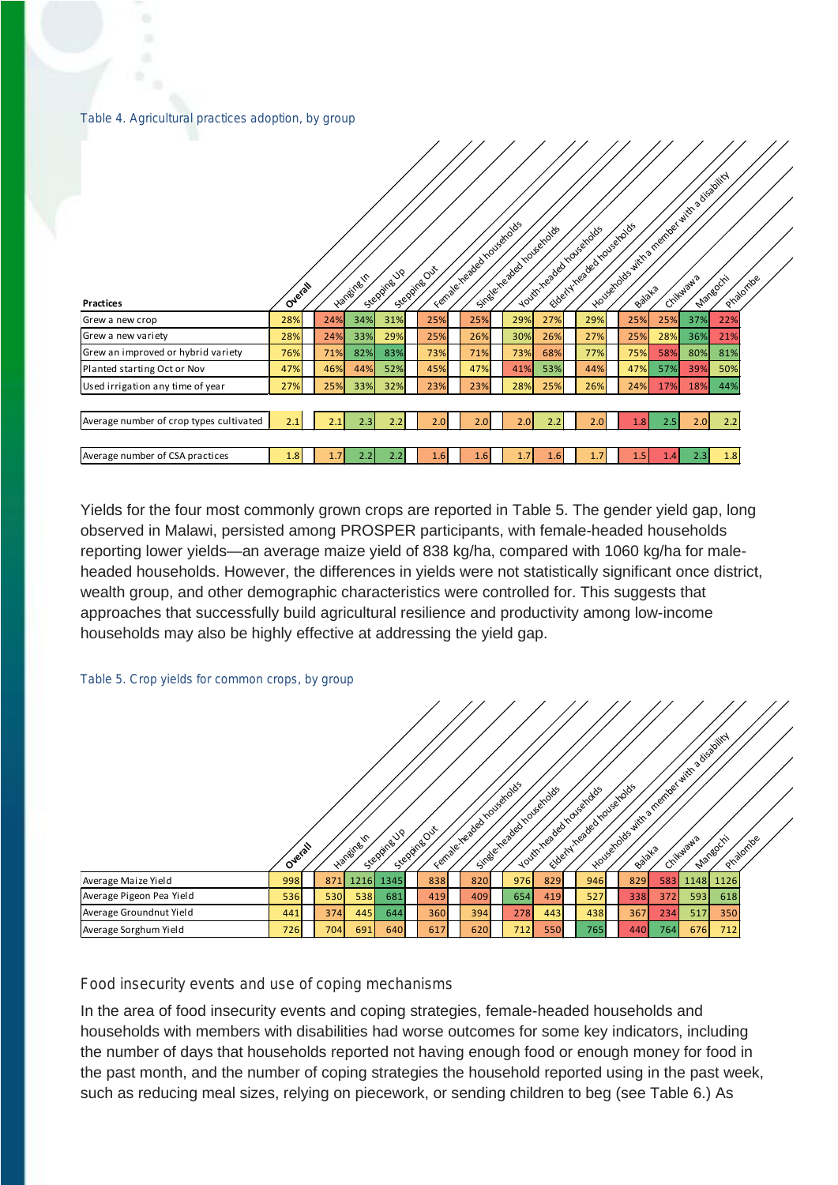Table 4. Agricultural practices adoption, by group

| Practices | Overall | Hanging In | Stepping Up | Stepping Out | Female-headed households | Single-headed households | Youth-headed households | Elderly-headed households | Households with a member with a disability | Balaka | Chikwawa | Mangochi | Phalombe |
|---|---|---|---|---|---|---|---|---|---|---|---|---|---|
| Grew a new crop | 28% | 24% | 34% | 31% | 25% | 25% | 29% | 27% | 29% | 25% | 25% | 37% | 22% |
| Grew a new variety | 28% | 24% | 33% | 29% | 25% | 26% | 30% | 26% | 27% | 25% | 28% | 36% | 21% |
| Grew an improved or hybrid variety | 76% | 71% | 82% | 83% | 73% | 71% | 73% | 68% | 77% | 75% | 58% | 80% | 81% |
| Planted starting Oct or Nov | 47% | 46% | 44% | 52% | 45% | 47% | 41% | 53% | 44% | 47% | 57% | 39% | 50% |
| Used irrigation any time of year | 27% | 25% | 33% | 32% | 23% | 23% | 28% | 25% | 26% | 24% | 17% | 18% | 44% |
| Average number of crop types cultivated | 2.1 | 2.1 | 2.3 | 2.2 | 2.0 | 2.0 | 2.0 | 2.2 | 2.0 | 1.8 | 2.5 | 2.0 | 2.2 |
| Average number of CSA practices | 1.8 | 1.7 | 2.2 | 2.2 | 1.6 | 1.6 | 1.7 | 1.6 | 1.7 | 1.5 | 1.4 | 2.3 | 1.8 |

Yields for the four most commonly grown crops are reported in Table 5. The gender yield gap, long observed in Malawi, persisted among PROSPER participants, with female-headed households reporting lower yields—an average maize yield of 838 kg/ha, compared with 1060 kg/ha for male-headed households. However, the differences in yields were not statistically significant once district, wealth group, and other demographic characteristics were controlled for. This suggests that approaches that successfully build agricultural resilience and productivity among low-income households may also be highly effective at addressing the yield gap.

Table 5. Crop yields for common crops, by group

| | Overall | Hanging In | Stepping Up | Stepping Out | Female-headed households | Single-headed households | Youth-headed households | Elderly-headed households | Households with a member with a disability | Balaka | Chikwawa | Mangochi | Phalombe |
|---|---|---|---|---|---|---|---|---|---|---|---|---|---|
| Average Maize Yield | 998 | 871 | 1216 | 1345 | 838 | 820 | 976 | 829 | 946 | 829 | 583 | 1148 | 1126 |
| Average Pigeon Pea Yield | 536 | 530 | 538 | 681 | 419 | 409 | 654 | 419 | 527 | 338 | 372 | 593 | 618 |
| Average Groundnut Yield | 441 | 374 | 445 | 644 | 360 | 394 | 278 | 443 | 438 | 367 | 234 | 517 | 350 |
| Average Sorghum Yield | 726 | 704 | 691 | 640 | 617 | 620 | 712 | 550 | 765 | 440 | 764 | 676 | 712 |

### Food insecurity events and use of coping mechanisms

In the area of food insecurity events and coping strategies, female-headed households and households with members with disabilities had worse outcomes for some key indicators, including the number of days that households reported not having enough food or enough money for food in the past month, and the number of coping strategies the household reported using in the past week, such as reducing meal sizes, relying on piecework, or sending children to beg (see Table 6.) As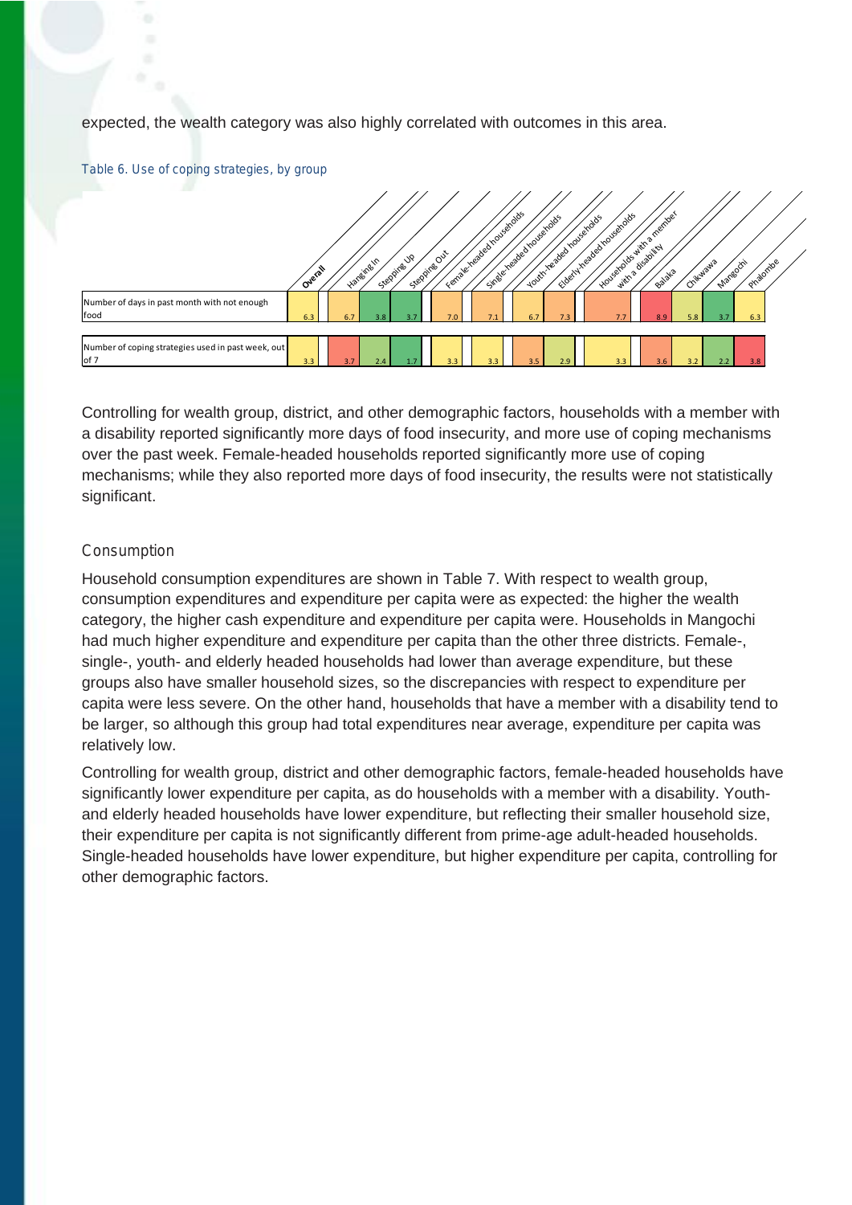expected, the wealth category was also highly correlated with outcomes in this area.

Table 6. Use of coping strategies, by group

| | Overall | Hanging In | Stepping Up | Stepping Out | Female-headed households | Single-headed households | Youth-headed households | Elderly-headed households | Households with a member with a disability | Balaka | Chikwawa | Mangochi | Phalombe |
|---|---|---|---|---|---|---|---|---|---|---|---|---|---|
| Number of days in past month with not enough food | 6.3 | 6.7 | 3.8 | 3.7 | 7.0 | 7.1 | 6.7 | 7.3 | 7.7 | 8.9 | 5.8 | 3.7 | 6.3 |
| Number of coping strategies used in past week, out of 7 | 3.3 | 3.7 | 2.4 | 1.7 | 3.3 | 3.3 | 3.5 | 2.9 | 3.3 | 3.6 | 3.2 | 2.2 | 3.8 |

Controlling for wealth group, district, and other demographic factors, households with a member with a disability reported significantly more days of food insecurity, and more use of coping mechanisms over the past week. Female-headed households reported significantly more use of coping mechanisms; while they also reported more days of food insecurity, the results were not statistically significant.

### Consumption

Household consumption expenditures are shown in Table 7. With respect to wealth group, consumption expenditures and expenditure per capita were as expected: the higher the wealth category, the higher cash expenditure and expenditure per capita were. Households in Mangochi had much higher expenditure and expenditure per capita than the other three districts. Female-, single-, youth- and elderly headed households had lower than average expenditure, but these groups also have smaller household sizes, so the discrepancies with respect to expenditure per capita were less severe. On the other hand, households that have a member with a disability tend to be larger, so although this group had total expenditures near average, expenditure per capita was relatively low.

Controlling for wealth group, district and other demographic factors, female-headed households have significantly lower expenditure per capita, as do households with a member with a disability. Youth- and elderly headed households have lower expenditure, but reflecting their smaller household size, their expenditure per capita is not significantly different from prime-age adult-headed households. Single-headed households have lower expenditure, but higher expenditure per capita, controlling for other demographic factors.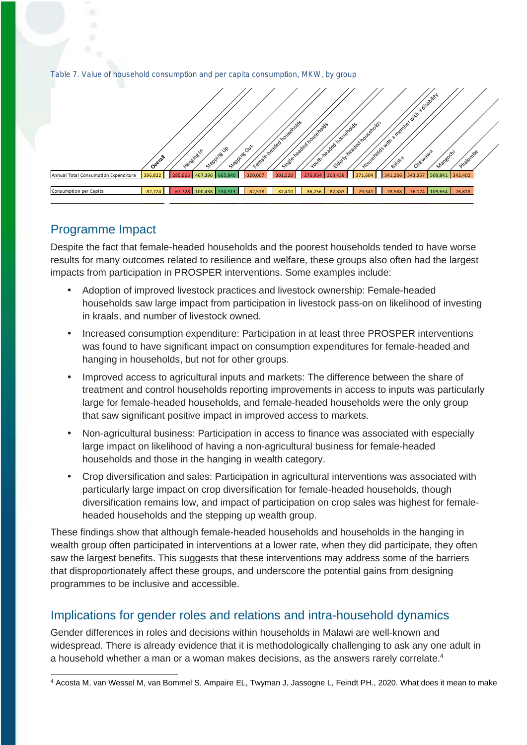Table 7. Value of household consumption and per capita consumption, MKW, by group

| | Overall | Hanging In | Stepping Up | Stepping Out | Female-headed households | Single-headed households | Youth-headed households | Elderly-headed households | Households with a member with a disability | Balaka | Chikwawa | Mangochi | Phalombe |
|---|---|---|---|---|---|---|---|---|---|---|---|---|---|
| Annual Total Consumption Expenditure | 396,822 | 285,665 | 467,396 | 665,840 | 320,007 | 301,520 | 276,934 | 303,438 | 371,604 | 341,206 | 343,357 | 509,841 | 342,402 |
| Consumption per Capita | 87,724 | 67,728 | 100,438 | 134,313 | 82,518 | 87,410 | 86,256 | 82,883 | 79,341 | 78,588 | 76,174 | 109,654 | 76,818 |

## Programme Impact

Despite the fact that female-headed households and the poorest households tended to have worse results for many outcomes related to resilience and welfare, these groups also often had the largest impacts from participation in PROSPER interventions. Some examples include:

- Adoption of improved livestock practices and livestock ownership: Female-headed households saw large impact from participation in livestock pass-on on likelihood of investing in kraals, and number of livestock owned.
- Increased consumption expenditure: Participation in at least three PROSPER interventions was found to have significant impact on consumption expenditures for female-headed and hanging in households, but not for other groups.
- Improved access to agricultural inputs and markets: The difference between the share of treatment and control households reporting improvements in access to inputs was particularly large for female-headed households, and female-headed households were the only group that saw significant positive impact in improved access to markets.
- Non-agricultural business: Participation in access to finance was associated with especially large impact on likelihood of having a non-agricultural business for female-headed households and those in the hanging in wealth category.
- Crop diversification and sales: Participation in agricultural interventions was associated with particularly large impact on crop diversification for female-headed households, though diversification remains low, and impact of participation on crop sales was highest for female-headed households and the stepping up wealth group.

These findings show that although female-headed households and households in the hanging in wealth group often participated in interventions at a lower rate, when they did participate, they often saw the largest benefits. This suggests that these interventions may address some of the barriers that disproportionately affect these groups, and underscore the potential gains from designing programmes to be inclusive and accessible.

## Implications for gender roles and relations and intra-household dynamics

Gender differences in roles and decisions within households in Malawi are well-known and widespread. There is already evidence that it is methodologically challenging to ask any one adult in a household whether a man or a woman makes decisions, as the answers rarely correlate.[4]

[4] Acosta M, van Wessel M, van Bommel S, Ampaire EL, Twyman J, Jassogne L, Feindt PH., 2020. What does it mean to make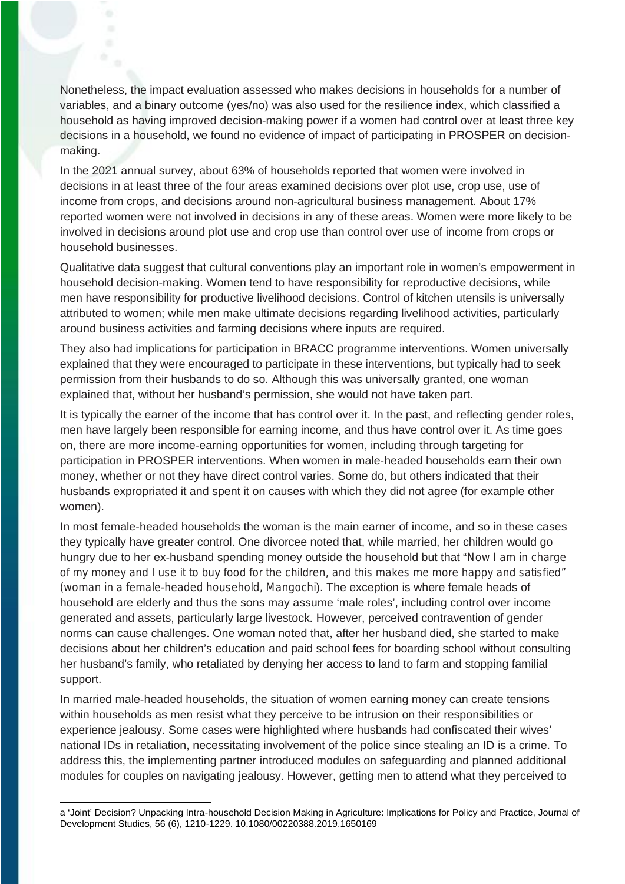Nonetheless, the impact evaluation assessed who makes decisions in households for a number of variables, and a binary outcome (yes/no) was also used for the resilience index, which classified a household as having improved decision-making power if a women had control over at least three key decisions in a household, we found no evidence of impact of participating in PROSPER on decision-making.

In the 2021 annual survey, about 63% of households reported that women were involved in decisions in at least three of the four areas examined decisions over plot use, crop use, use of income from crops, and decisions around non-agricultural business management. About 17% reported women were not involved in decisions in any of these areas. Women were more likely to be involved in decisions around plot use and crop use than control over use of income from crops or household businesses.

Qualitative data suggest that cultural conventions play an important role in women's empowerment in household decision-making. Women tend to have responsibility for reproductive decisions, while men have responsibility for productive livelihood decisions. Control of kitchen utensils is universally attributed to women; while men make ultimate decisions regarding livelihood activities, particularly around business activities and farming decisions where inputs are required.

They also had implications for participation in BRACC programme interventions. Women universally explained that they were encouraged to participate in these interventions, but typically had to seek permission from their husbands to do so. Although this was universally granted, one woman explained that, without her husband's permission, she would not have taken part.

It is typically the earner of the income that has control over it. In the past, and reflecting gender roles, men have largely been responsible for earning income, and thus have control over it. As time goes on, there are more income-earning opportunities for women, including through targeting for participation in PROSPER interventions. When women in male-headed households earn their own money, whether or not they have direct control varies. Some do, but others indicated that their husbands expropriated it and spent it on causes with which they did not agree (for example other women).

In most female-headed households the woman is the main earner of income, and so in these cases they typically have greater control. One divorcee noted that, while married, her children would go hungry due to her ex-husband spending money outside the household but that "Now I am in charge of my money and I use it to buy food for the children, and this makes me more happy and satisfied" (woman in a female-headed household, Mangochi). The exception is where female heads of household are elderly and thus the sons may assume 'male roles', including control over income generated and assets, particularly large livestock. However, perceived contravention of gender norms can cause challenges. One woman noted that, after her husband died, she started to make decisions about her children's education and paid school fees for boarding school without consulting her husband's family, who retaliated by denying her access to land to farm and stopping familial support.

In married male-headed households, the situation of women earning money can create tensions within households as men resist what they perceive to be intrusion on their responsibilities or experience jealousy. Some cases were highlighted where husbands had confiscated their wives' national IDs in retaliation, necessitating involvement of the police since stealing an ID is a crime. To address this, the implementing partner introduced modules on safeguarding and planned additional modules for couples on navigating jealousy. However, getting men to attend what they perceived to

---

a 'Joint' Decision? Unpacking Intra-household Decision Making in Agriculture: Implications for Policy and Practice, Journal of Development Studies, 56 (6), 1210-1229. 10.1080/00220388.2019.1650169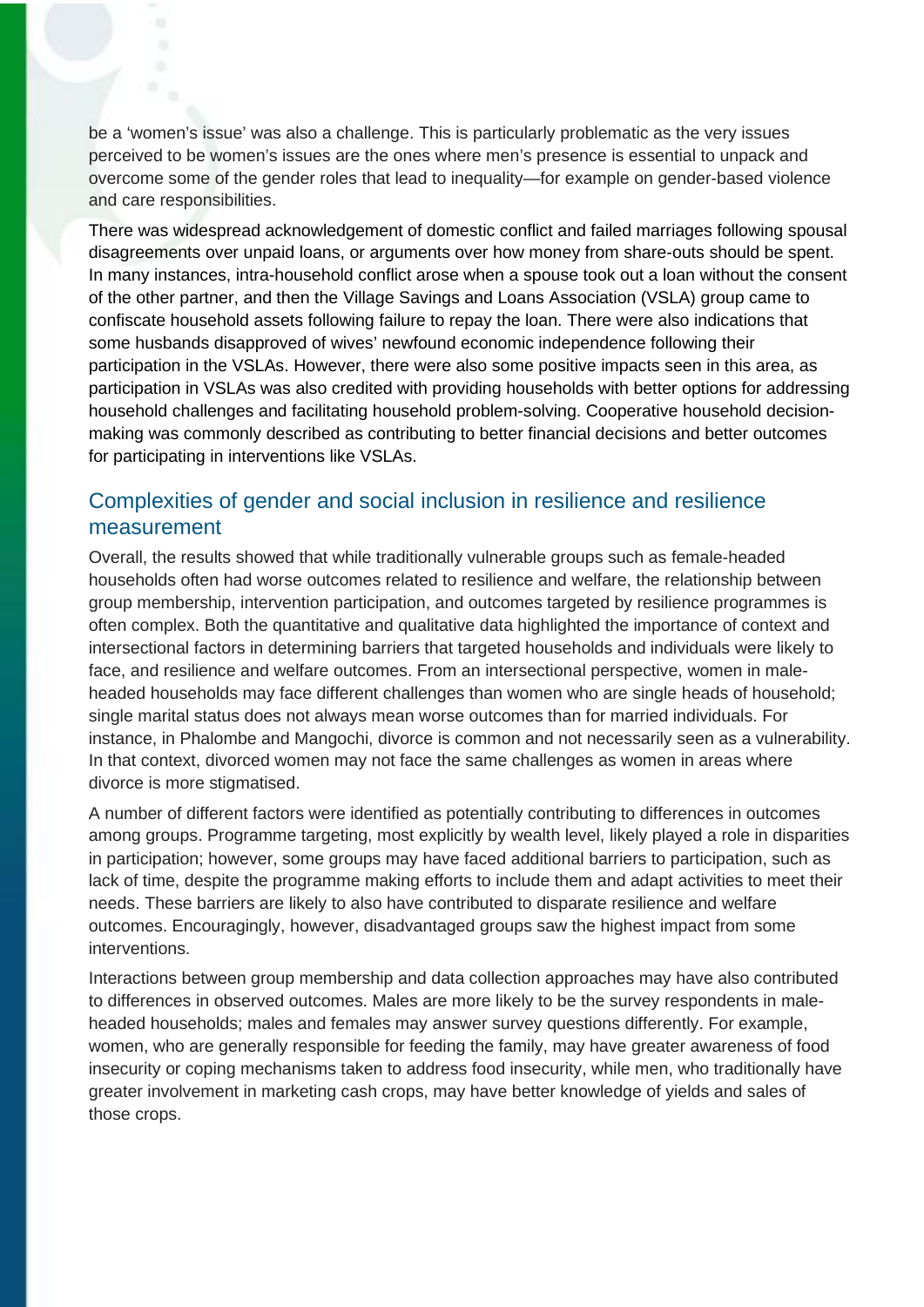be a 'women's issue' was also a challenge. This is particularly problematic as the very issues perceived to be women's issues are the ones where men's presence is essential to unpack and overcome some of the gender roles that lead to inequality—for example on gender-based violence and care responsibilities.

There was widespread acknowledgement of domestic conflict and failed marriages following spousal disagreements over unpaid loans, or arguments over how money from share-outs should be spent. In many instances, intra-household conflict arose when a spouse took out a loan without the consent of the other partner, and then the Village Savings and Loans Association (VSLA) group came to confiscate household assets following failure to repay the loan. There were also indications that some husbands disapproved of wives' newfound economic independence following their participation in the VSLAs. However, there were also some positive impacts seen in this area, as participation in VSLAs was also credited with providing households with better options for addressing household challenges and facilitating household problem-solving. Cooperative household decision-making was commonly described as contributing to better financial decisions and better outcomes for participating in interventions like VSLAs.

## Complexities of gender and social inclusion in resilience and resilience measurement

Overall, the results showed that while traditionally vulnerable groups such as female-headed households often had worse outcomes related to resilience and welfare, the relationship between group membership, intervention participation, and outcomes targeted by resilience programmes is often complex. Both the quantitative and qualitative data highlighted the importance of context and intersectional factors in determining barriers that targeted households and individuals were likely to face, and resilience and welfare outcomes. From an intersectional perspective, women in male-headed households may face different challenges than women who are single heads of household; single marital status does not always mean worse outcomes than for married individuals. For instance, in Phalombe and Mangochi, divorce is common and not necessarily seen as a vulnerability. In that context, divorced women may not face the same challenges as women in areas where divorce is more stigmatised.

A number of different factors were identified as potentially contributing to differences in outcomes among groups. Programme targeting, most explicitly by wealth level, likely played a role in disparities in participation; however, some groups may have faced additional barriers to participation, such as lack of time, despite the programme making efforts to include them and adapt activities to meet their needs. These barriers are likely to also have contributed to disparate resilience and welfare outcomes. Encouragingly, however, disadvantaged groups saw the highest impact from some interventions.

Interactions between group membership and data collection approaches may have also contributed to differences in observed outcomes. Males are more likely to be the survey respondents in male-headed households; males and females may answer survey questions differently. For example, women, who are generally responsible for feeding the family, may have greater awareness of food insecurity or coping mechanisms taken to address food insecurity, while men, who traditionally have greater involvement in marketing cash crops, may have better knowledge of yields and sales of those crops.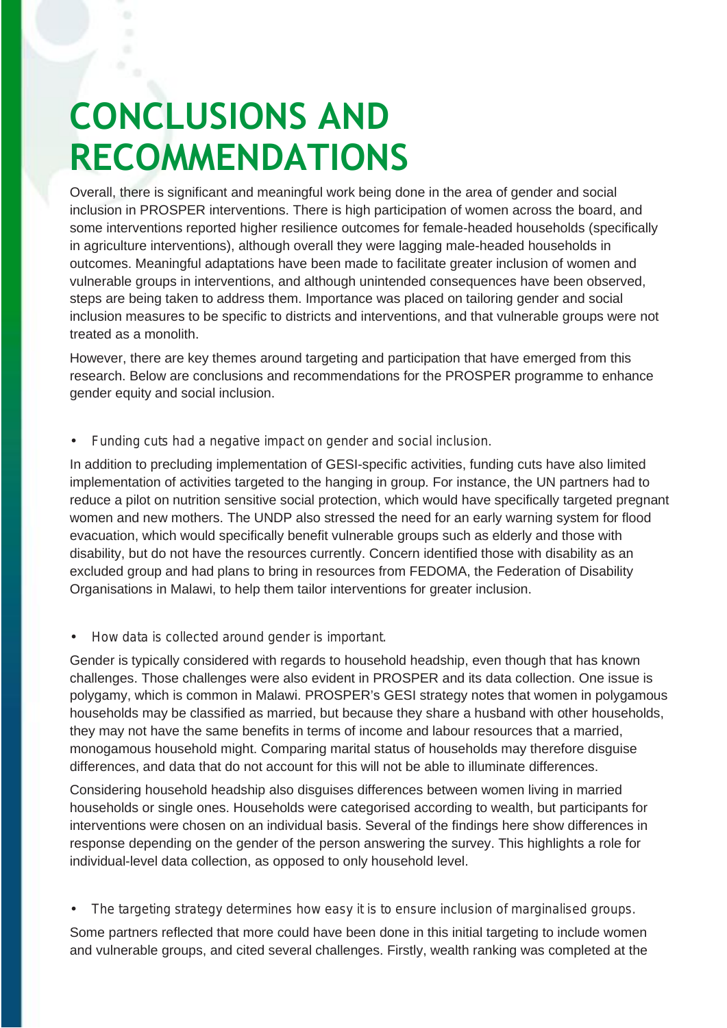# CONCLUSIONS AND RECOMMENDATIONS

Overall, there is significant and meaningful work being done in the area of gender and social inclusion in PROSPER interventions. There is high participation of women across the board, and some interventions reported higher resilience outcomes for female-headed households (specifically in agriculture interventions), although overall they were lagging male-headed households in outcomes. Meaningful adaptations have been made to facilitate greater inclusion of women and vulnerable groups in interventions, and although unintended consequences have been observed, steps are being taken to address them. Importance was placed on tailoring gender and social inclusion measures to be specific to districts and interventions, and that vulnerable groups were not treated as a monolith.

However, there are key themes around targeting and participation that have emerged from this research. Below are conclusions and recommendations for the PROSPER programme to enhance gender equity and social inclusion.

- *Funding cuts had a negative impact on gender and social inclusion.*

In addition to precluding implementation of GESI-specific activities, funding cuts have also limited implementation of activities targeted to the hanging in group. For instance, the UN partners had to reduce a pilot on nutrition sensitive social protection, which would have specifically targeted pregnant women and new mothers. The UNDP also stressed the need for an early warning system for flood evacuation, which would specifically benefit vulnerable groups such as elderly and those with disability, but do not have the resources currently. Concern identified those with disability as an excluded group and had plans to bring in resources from FEDOMA, the Federation of Disability Organisations in Malawi, to help them tailor interventions for greater inclusion.

- *How data is collected around gender is important.*

Gender is typically considered with regards to household headship, even though that has known challenges. Those challenges were also evident in PROSPER and its data collection. One issue is polygamy, which is common in Malawi. PROSPER's GESI strategy notes that women in polygamous households may be classified as married, but because they share a husband with other households, they may not have the same benefits in terms of income and labour resources that a married, monogamous household might. Comparing marital status of households may therefore disguise differences, and data that do not account for this will not be able to illuminate differences.

Considering household headship also disguises differences between women living in married households or single ones. Households were categorised according to wealth, but participants for interventions were chosen on an individual basis. Several of the findings here show differences in response depending on the gender of the person answering the survey. This highlights a role for individual-level data collection, as opposed to only household level.

- *The targeting strategy determines how easy it is to ensure inclusion of marginalised groups.*

Some partners reflected that more could have been done in this initial targeting to include women and vulnerable groups, and cited several challenges. Firstly, wealth ranking was completed at the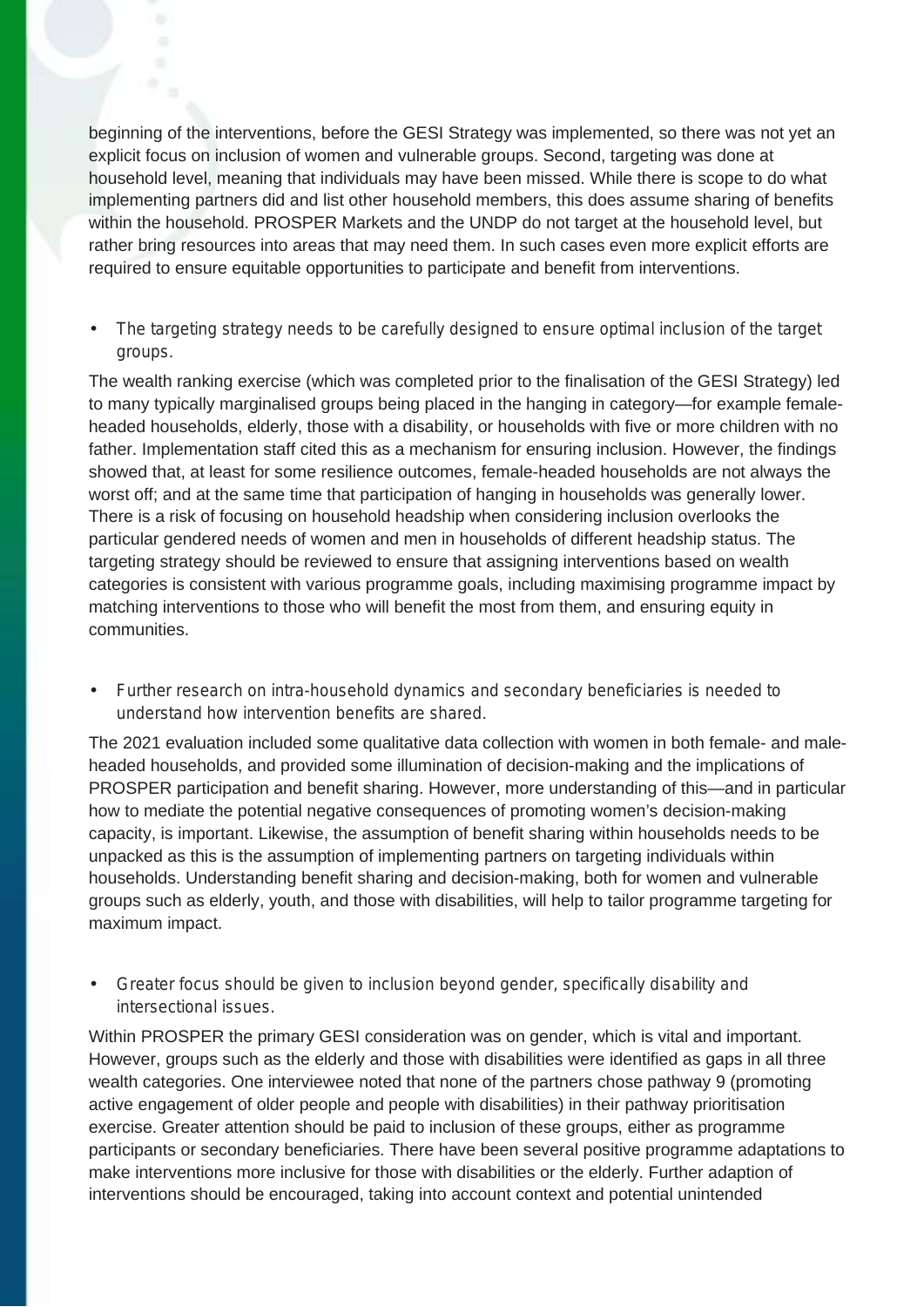beginning of the interventions, before the GESI Strategy was implemented, so there was not yet an explicit focus on inclusion of women and vulnerable groups. Second, targeting was done at household level, meaning that individuals may have been missed. While there is scope to do what implementing partners did and list other household members, this does assume sharing of benefits within the household. PROSPER Markets and the UNDP do not target at the household level, but rather bring resources into areas that may need them. In such cases even more explicit efforts are required to ensure equitable opportunities to participate and benefit from interventions.

- The targeting strategy needs to be carefully designed to ensure optimal inclusion of the target groups.

The wealth ranking exercise (which was completed prior to the finalisation of the GESI Strategy) led to many typically marginalised groups being placed in the hanging in category—for example female-headed households, elderly, those with a disability, or households with five or more children with no father. Implementation staff cited this as a mechanism for ensuring inclusion. However, the findings showed that, at least for some resilience outcomes, female-headed households are not always the worst off; and at the same time that participation of hanging in households was generally lower. There is a risk of focusing on household headship when considering inclusion overlooks the particular gendered needs of women and men in households of different headship status. The targeting strategy should be reviewed to ensure that assigning interventions based on wealth categories is consistent with various programme goals, including maximising programme impact by matching interventions to those who will benefit the most from them, and ensuring equity in communities.

- Further research on intra-household dynamics and secondary beneficiaries is needed to understand how intervention benefits are shared.

The 2021 evaluation included some qualitative data collection with women in both female- and male-headed households, and provided some illumination of decision-making and the implications of PROSPER participation and benefit sharing. However, more understanding of this—and in particular how to mediate the potential negative consequences of promoting women's decision-making capacity, is important. Likewise, the assumption of benefit sharing within households needs to be unpacked as this is the assumption of implementing partners on targeting individuals within households. Understanding benefit sharing and decision-making, both for women and vulnerable groups such as elderly, youth, and those with disabilities, will help to tailor programme targeting for maximum impact.

- Greater focus should be given to inclusion beyond gender, specifically disability and intersectional issues.

Within PROSPER the primary GESI consideration was on gender, which is vital and important. However, groups such as the elderly and those with disabilities were identified as gaps in all three wealth categories. One interviewee noted that none of the partners chose pathway 9 (promoting active engagement of older people and people with disabilities) in their pathway prioritisation exercise. Greater attention should be paid to inclusion of these groups, either as programme participants or secondary beneficiaries. There have been several positive programme adaptations to make interventions more inclusive for those with disabilities or the elderly. Further adaption of interventions should be encouraged, taking into account context and potential unintended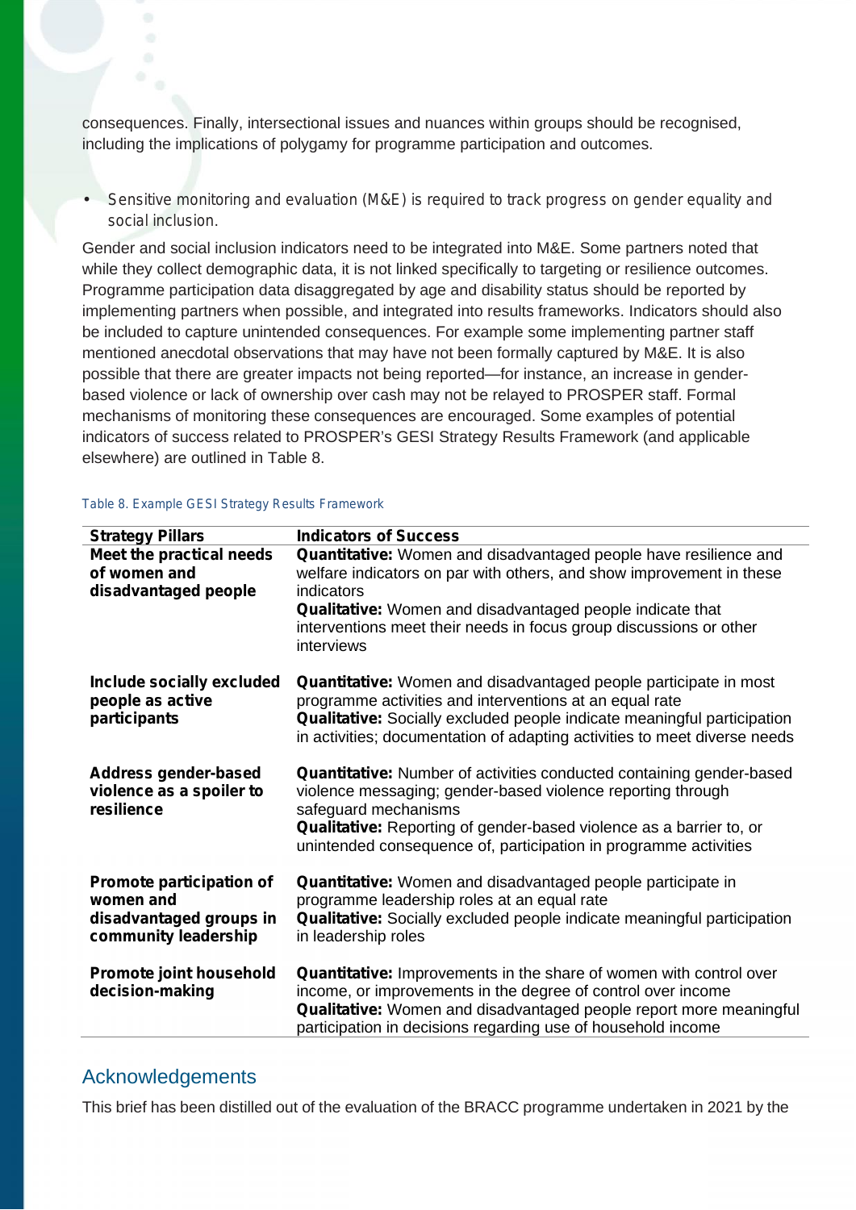consequences. Finally, intersectional issues and nuances within groups should be recognised, including the implications of polygamy for programme participation and outcomes.

- *Sensitive monitoring and evaluation (M&E) is required to track progress on gender equality and social inclusion.*

Gender and social inclusion indicators need to be integrated into M&E. Some partners noted that while they collect demographic data, it is not linked specifically to targeting or resilience outcomes. Programme participation data disaggregated by age and disability status should be reported by implementing partners when possible, and integrated into results frameworks. Indicators should also be included to capture unintended consequences. For example some implementing partner staff mentioned anecdotal observations that may have not been formally captured by M&E. It is also possible that there are greater impacts not being reported—for instance, an increase in gender-based violence or lack of ownership over cash may not be relayed to PROSPER staff. Formal mechanisms of monitoring these consequences are encouraged. Some examples of potential indicators of success related to PROSPER's GESI Strategy Results Framework (and applicable elsewhere) are outlined in Table 8.

Table 8. Example GESI Strategy Results Framework

| Strategy Pillars | Indicators of Success |
|---|---|
| **Meet the practical needs of women and disadvantaged people** | **Quantitative:** Women and disadvantaged people have resilience and welfare indicators on par with others, and show improvement in these indicators<br>**Qualitative:** Women and disadvantaged people indicate that interventions meet their needs in focus group discussions or other interviews |
| **Include socially excluded people as active participants** | **Quantitative:** Women and disadvantaged people participate in most programme activities and interventions at an equal rate<br>**Qualitative:** Socially excluded people indicate meaningful participation in activities; documentation of adapting activities to meet diverse needs |
| **Address gender-based violence as a spoiler to resilience** | **Quantitative:** Number of activities conducted containing gender-based violence messaging; gender-based violence reporting through safeguard mechanisms<br>**Qualitative:** Reporting of gender-based violence as a barrier to, or unintended consequence of, participation in programme activities |
| **Promote participation of women and disadvantaged groups in community leadership** | **Quantitative:** Women and disadvantaged people participate in programme leadership roles at an equal rate<br>**Qualitative:** Socially excluded people indicate meaningful participation in leadership roles |
| **Promote joint household decision-making** | **Quantitative:** Improvements in the share of women with control over income, or improvements in the degree of control over income<br>**Qualitative:** Women and disadvantaged people report more meaningful participation in decisions regarding use of household income |

## Acknowledgements

This brief has been distilled out of the evaluation of the BRACC programme undertaken in 2021 by the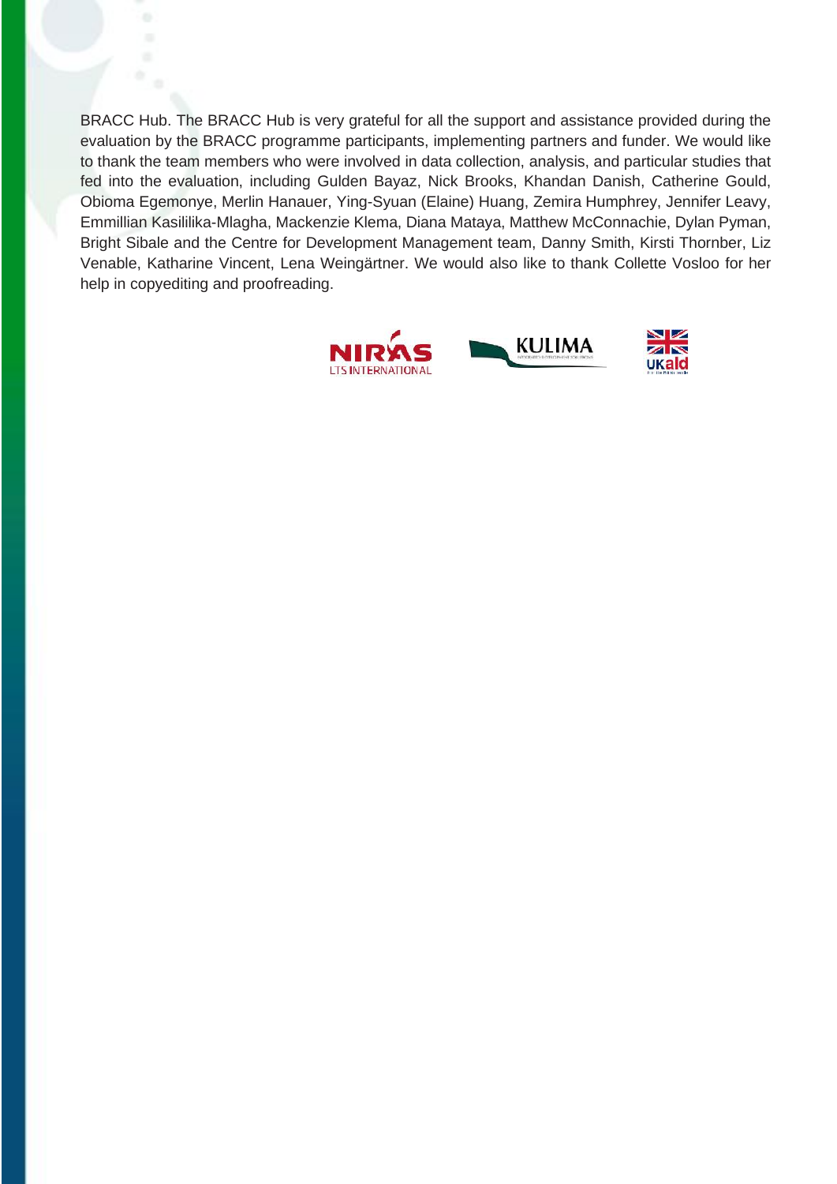BRACC Hub. The BRACC Hub is very grateful for all the support and assistance provided during the evaluation by the BRACC programme participants, implementing partners and funder. We would like to thank the team members who were involved in data collection, analysis, and particular studies that fed into the evaluation, including Gulden Bayaz, Nick Brooks, Khandan Danish, Catherine Gould, Obioma Egemonye, Merlin Hanauer, Ying-Syuan (Elaine) Huang, Zemira Humphrey, Jennifer Leavy, Emmillian Kasililika-Mlagha, Mackenzie Klema, Diana Mataya, Matthew McConnachie, Dylan Pyman, Bright Sibale and the Centre for Development Management team, Danny Smith, Kirsti Thornber, Liz Venable, Katharine Vincent, Lena Weingärtner. We would also like to thank Collette Vosloo for her help in copyediting and proofreading.